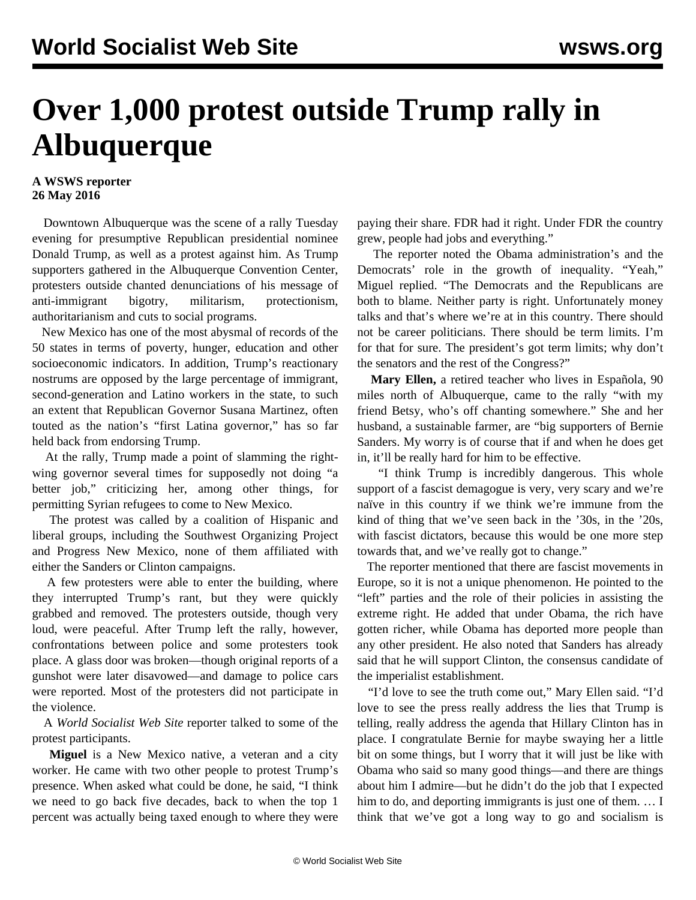# Over 1,000 protest outside Trump rally in Albuquerque

**A WSWS reporter**
**26 May 2016**

Downtown Albuquerque was the scene of a rally Tuesday evening for presumptive Republican presidential nominee Donald Trump, as well as a protest against him. As Trump supporters gathered in the Albuquerque Convention Center, protesters outside chanted denunciations of his message of anti-immigrant bigotry, militarism, protectionism, authoritarianism and cuts to social programs.

New Mexico has one of the most abysmal of records of the 50 states in terms of poverty, hunger, education and other socioeconomic indicators. In addition, Trump's reactionary nostrums are opposed by the large percentage of immigrant, second-generation and Latino workers in the state, to such an extent that Republican Governor Susana Martinez, often touted as the nation's "first Latina governor," has so far held back from endorsing Trump.

At the rally, Trump made a point of slamming the right-wing governor several times for supposedly not doing "a better job," criticizing her, among other things, for permitting Syrian refugees to come to New Mexico.

The protest was called by a coalition of Hispanic and liberal groups, including the Southwest Organizing Project and Progress New Mexico, none of them affiliated with either the Sanders or Clinton campaigns.

A few protesters were able to enter the building, where they interrupted Trump's rant, but they were quickly grabbed and removed. The protesters outside, though very loud, were peaceful. After Trump left the rally, however, confrontations between police and some protesters took place. A glass door was broken—though original reports of a gunshot were later disavowed—and damage to police cars were reported. Most of the protesters did not participate in the violence.

A *World Socialist Web Site* reporter talked to some of the protest participants.

**Miguel** is a New Mexico native, a veteran and a city worker. He came with two other people to protest Trump's presence. When asked what could be done, he said, "I think we need to go back five decades, back to when the top 1 percent was actually being taxed enough to where they were paying their share. FDR had it right. Under FDR the country grew, people had jobs and everything."

The reporter noted the Obama administration's and the Democrats' role in the growth of inequality. "Yeah," Miguel replied. "The Democrats and the Republicans are both to blame. Neither party is right. Unfortunately money talks and that's where we're at in this country. There should not be career politicians. There should be term limits. I'm for that for sure. The president's got term limits; why don't the senators and the rest of the Congress?"

**Mary Ellen,** a retired teacher who lives in Española, 90 miles north of Albuquerque, came to the rally "with my friend Betsy, who's off chanting somewhere." She and her husband, a sustainable farmer, are "big supporters of Bernie Sanders. My worry is of course that if and when he does get in, it'll be really hard for him to be effective.

"I think Trump is incredibly dangerous. This whole support of a fascist demagogue is very, very scary and we're naïve in this country if we think we're immune from the kind of thing that we've seen back in the '30s, in the '20s, with fascist dictators, because this would be one more step towards that, and we've really got to change."

The reporter mentioned that there are fascist movements in Europe, so it is not a unique phenomenon. He pointed to the "left" parties and the role of their policies in assisting the extreme right. He added that under Obama, the rich have gotten richer, while Obama has deported more people than any other president. He also noted that Sanders has already said that he will support Clinton, the consensus candidate of the imperialist establishment.

"I'd love to see the truth come out," Mary Ellen said. "I'd love to see the press really address the lies that Trump is telling, really address the agenda that Hillary Clinton has in place. I congratulate Bernie for maybe swaying her a little bit on some things, but I worry that it will just be like with Obama who said so many good things—and there are things about him I admire—but he didn't do the job that I expected him to do, and deporting immigrants is just one of them. … I think that we've got a long way to go and socialism is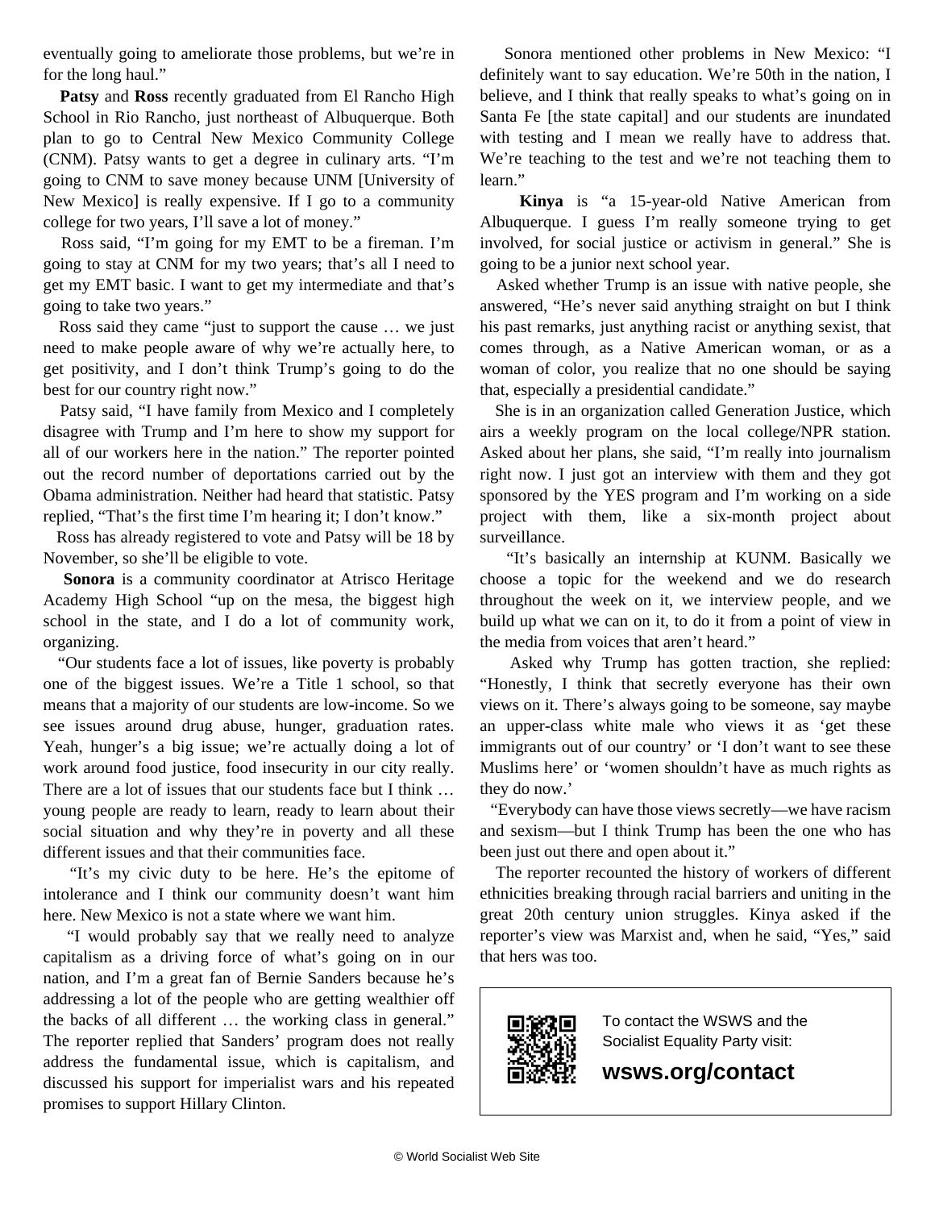eventually going to ameliorate those problems, but we're in for the long haul."

**Patsy** and **Ross** recently graduated from El Rancho High School in Rio Rancho, just northeast of Albuquerque. Both plan to go to Central New Mexico Community College (CNM). Patsy wants to get a degree in culinary arts. "I'm going to CNM to save money because UNM [University of New Mexico] is really expensive. If I go to a community college for two years, I'll save a lot of money."

Ross said, "I'm going for my EMT to be a fireman. I'm going to stay at CNM for my two years; that's all I need to get my EMT basic. I want to get my intermediate and that's going to take two years."

Ross said they came "just to support the cause … we just need to make people aware of why we're actually here, to get positivity, and I don't think Trump's going to do the best for our country right now."

Patsy said, "I have family from Mexico and I completely disagree with Trump and I'm here to show my support for all of our workers here in the nation." The reporter pointed out the record number of deportations carried out by the Obama administration. Neither had heard that statistic. Patsy replied, "That's the first time I'm hearing it; I don't know."

Ross has already registered to vote and Patsy will be 18 by November, so she'll be eligible to vote.

**Sonora** is a community coordinator at Atrisco Heritage Academy High School "up on the mesa, the biggest high school in the state, and I do a lot of community work, organizing.

"Our students face a lot of issues, like poverty is probably one of the biggest issues. We're a Title 1 school, so that means that a majority of our students are low-income. So we see issues around drug abuse, hunger, graduation rates. Yeah, hunger's a big issue; we're actually doing a lot of work around food justice, food insecurity in our city really. There are a lot of issues that our students face but I think … young people are ready to learn, ready to learn about their social situation and why they're in poverty and all these different issues and that their communities face.

"It's my civic duty to be here. He's the epitome of intolerance and I think our community doesn't want him here. New Mexico is not a state where we want him.

"I would probably say that we really need to analyze capitalism as a driving force of what's going on in our nation, and I'm a great fan of Bernie Sanders because he's addressing a lot of the people who are getting wealthier off the backs of all different … the working class in general." The reporter replied that Sanders' program does not really address the fundamental issue, which is capitalism, and discussed his support for imperialist wars and his repeated promises to support Hillary Clinton.

Sonora mentioned other problems in New Mexico: "I definitely want to say education. We're 50th in the nation, I believe, and I think that really speaks to what's going on in Santa Fe [the state capital] and our students are inundated with testing and I mean we really have to address that. We're teaching to the test and we're not teaching them to learn."

**Kinya** is "a 15-year-old Native American from Albuquerque. I guess I'm really someone trying to get involved, for social justice or activism in general." She is going to be a junior next school year.

Asked whether Trump is an issue with native people, she answered, "He's never said anything straight on but I think his past remarks, just anything racist or anything sexist, that comes through, as a Native American woman, or as a woman of color, you realize that no one should be saying that, especially a presidential candidate."

She is in an organization called Generation Justice, which airs a weekly program on the local college/NPR station. Asked about her plans, she said, "I'm really into journalism right now. I just got an interview with them and they got sponsored by the YES program and I'm working on a side project with them, like a six-month project about surveillance.

"It's basically an internship at KUNM. Basically we choose a topic for the weekend and we do research throughout the week on it, we interview people, and we build up what we can on it, to do it from a point of view in the media from voices that aren't heard."

Asked why Trump has gotten traction, she replied: "Honestly, I think that secretly everyone has their own views on it. There's always going to be someone, say maybe an upper-class white male who views it as 'get these immigrants out of our country' or 'I don't want to see these Muslims here' or 'women shouldn't have as much rights as they do now.'

"Everybody can have those views secretly—we have racism and sexism—but I think Trump has been the one who has been just out there and open about it."

The reporter recounted the history of workers of different ethnicities breaking through racial barriers and uniting in the great 20th century union struggles. Kinya asked if the reporter's view was Marxist and, when he said, "Yes," said that hers was too.

To contact the WSWS and the Socialist Equality Party visit:

**wsws.org/contact**